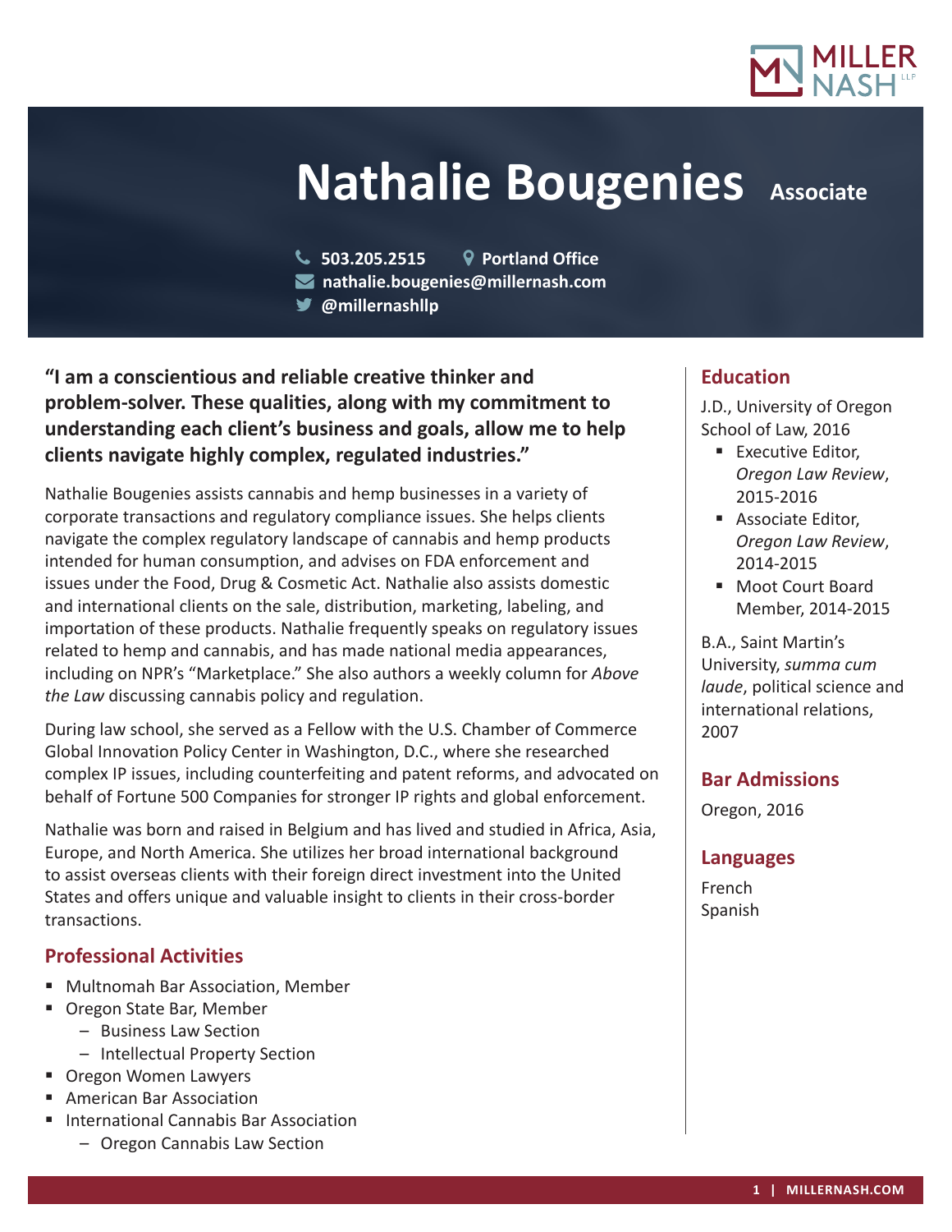# Nathalie Bougenies

**Associate**

503.205.2515 | Portland Office
nathalie.bougenies@millernash.com
@millernashllp

**"I am a conscientious and reliable creative thinker and problem-solver. These qualities, along with my commitment to understanding each client's business and goals, allow me to help clients navigate highly complex, regulated industries."**

Nathalie Bougenies assists cannabis and hemp businesses in a variety of corporate transactions and regulatory compliance issues. She helps clients navigate the complex regulatory landscape of cannabis and hemp products intended for human consumption, and advises on FDA enforcement and issues under the Food, Drug & Cosmetic Act. Nathalie also assists domestic and international clients on the sale, distribution, marketing, labeling, and importation of these products. Nathalie frequently speaks on regulatory issues related to hemp and cannabis, and has made national media appearances, including on NPR's "Marketplace." She also authors a weekly column for *Above the Law* discussing cannabis policy and regulation.

During law school, she served as a Fellow with the U.S. Chamber of Commerce Global Innovation Policy Center in Washington, D.C., where she researched complex IP issues, including counterfeiting and patent reforms, and advocated on behalf of Fortune 500 Companies for stronger IP rights and global enforcement.

Nathalie was born and raised in Belgium and has lived and studied in Africa, Asia, Europe, and North America. She utilizes her broad international background to assist overseas clients with their foreign direct investment into the United States and offers unique and valuable insight to clients in their cross-border transactions.

## Professional Activities

- Multnomah Bar Association, Member
- Oregon State Bar, Member
  - Business Law Section
  - Intellectual Property Section
- Oregon Women Lawyers
- American Bar Association
- International Cannabis Bar Association
  - Oregon Cannabis Law Section

## Education

J.D., University of Oregon School of Law, 2016

- Executive Editor, *Oregon Law Review*, 2015-2016
- Associate Editor, *Oregon Law Review*, 2014-2015
- Moot Court Board Member, 2014-2015

B.A., Saint Martin's University, *summa cum laude*, political science and international relations, 2007

## Bar Admissions

Oregon, 2016

## Languages

French
Spanish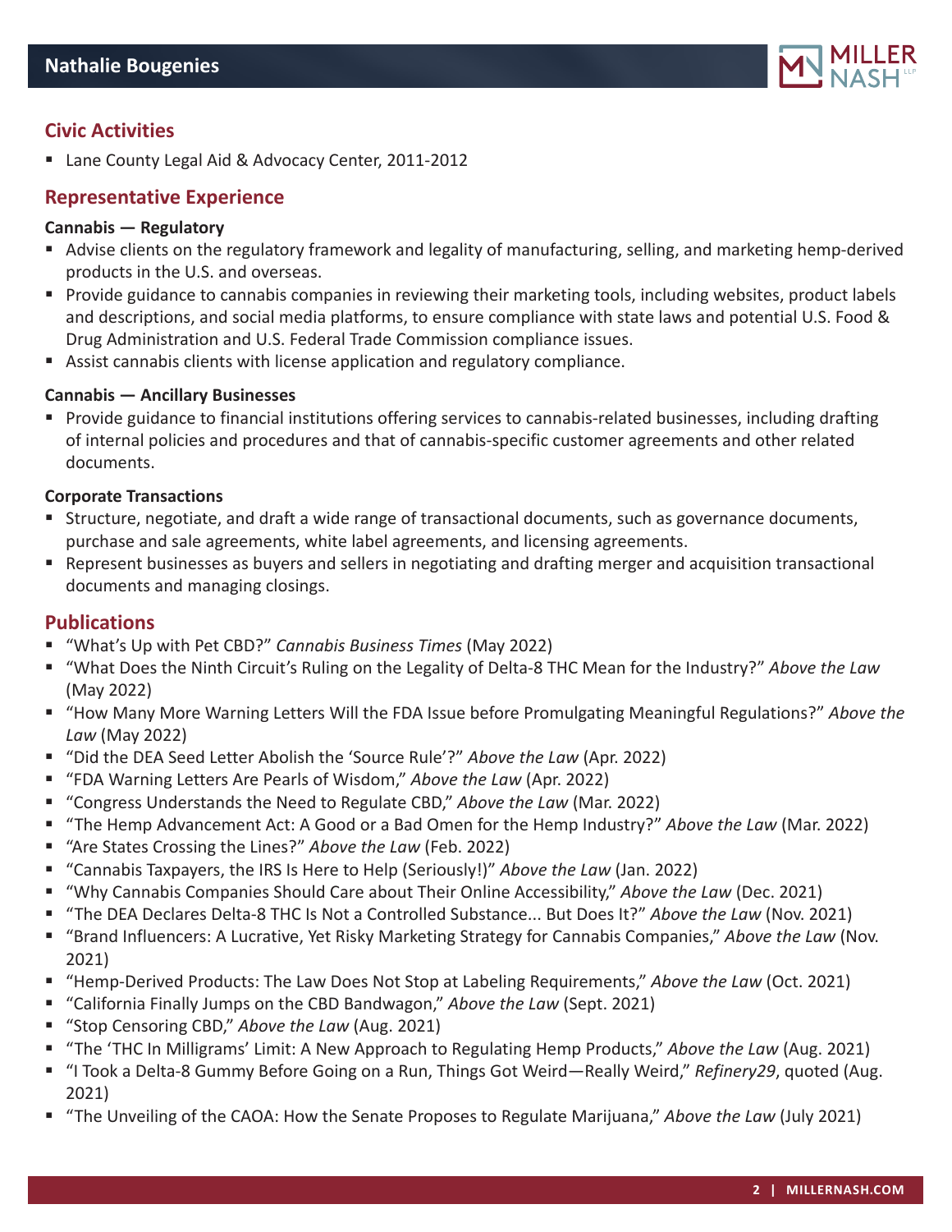## Civic Activities

- Lane County Legal Aid & Advocacy Center, 2011-2012

## Representative Experience

**Cannabis — Regulatory**

- Advise clients on the regulatory framework and legality of manufacturing, selling, and marketing hemp-derived products in the U.S. and overseas.
- Provide guidance to cannabis companies in reviewing their marketing tools, including websites, product labels and descriptions, and social media platforms, to ensure compliance with state laws and potential U.S. Food & Drug Administration and U.S. Federal Trade Commission compliance issues.
- Assist cannabis clients with license application and regulatory compliance.

**Cannabis — Ancillary Businesses**

- Provide guidance to financial institutions offering services to cannabis-related businesses, including drafting of internal policies and procedures and that of cannabis-specific customer agreements and other related documents.

**Corporate Transactions**

- Structure, negotiate, and draft a wide range of transactional documents, such as governance documents, purchase and sale agreements, white label agreements, and licensing agreements.
- Represent businesses as buyers and sellers in negotiating and drafting merger and acquisition transactional documents and managing closings.

## Publications

- "What's Up with Pet CBD?" *Cannabis Business Times* (May 2022)
- "What Does the Ninth Circuit's Ruling on the Legality of Delta-8 THC Mean for the Industry?" *Above the Law* (May 2022)
- "How Many More Warning Letters Will the FDA Issue before Promulgating Meaningful Regulations?" *Above the Law* (May 2022)
- "Did the DEA Seed Letter Abolish the 'Source Rule'?" *Above the Law* (Apr. 2022)
- "FDA Warning Letters Are Pearls of Wisdom," *Above the Law* (Apr. 2022)
- "Congress Understands the Need to Regulate CBD," *Above the Law* (Mar. 2022)
- "The Hemp Advancement Act: A Good or a Bad Omen for the Hemp Industry?" *Above the Law* (Mar. 2022)
- "Are States Crossing the Lines?" *Above the Law* (Feb. 2022)
- "Cannabis Taxpayers, the IRS Is Here to Help (Seriously!)" *Above the Law* (Jan. 2022)
- "Why Cannabis Companies Should Care about Their Online Accessibility," *Above the Law* (Dec. 2021)
- "The DEA Declares Delta-8 THC Is Not a Controlled Substance... But Does It?" *Above the Law* (Nov. 2021)
- "Brand Influencers: A Lucrative, Yet Risky Marketing Strategy for Cannabis Companies," *Above the Law* (Nov. 2021)
- "Hemp-Derived Products: The Law Does Not Stop at Labeling Requirements," *Above the Law* (Oct. 2021)
- "California Finally Jumps on the CBD Bandwagon," *Above the Law* (Sept. 2021)
- "Stop Censoring CBD," *Above the Law* (Aug. 2021)
- "The 'THC In Milligrams' Limit: A New Approach to Regulating Hemp Products," *Above the Law* (Aug. 2021)
- "I Took a Delta-8 Gummy Before Going on a Run, Things Got Weird—Really Weird," *Refinery29*, quoted (Aug. 2021)
- "The Unveiling of the CAOA: How the Senate Proposes to Regulate Marijuana," *Above the Law* (July 2021)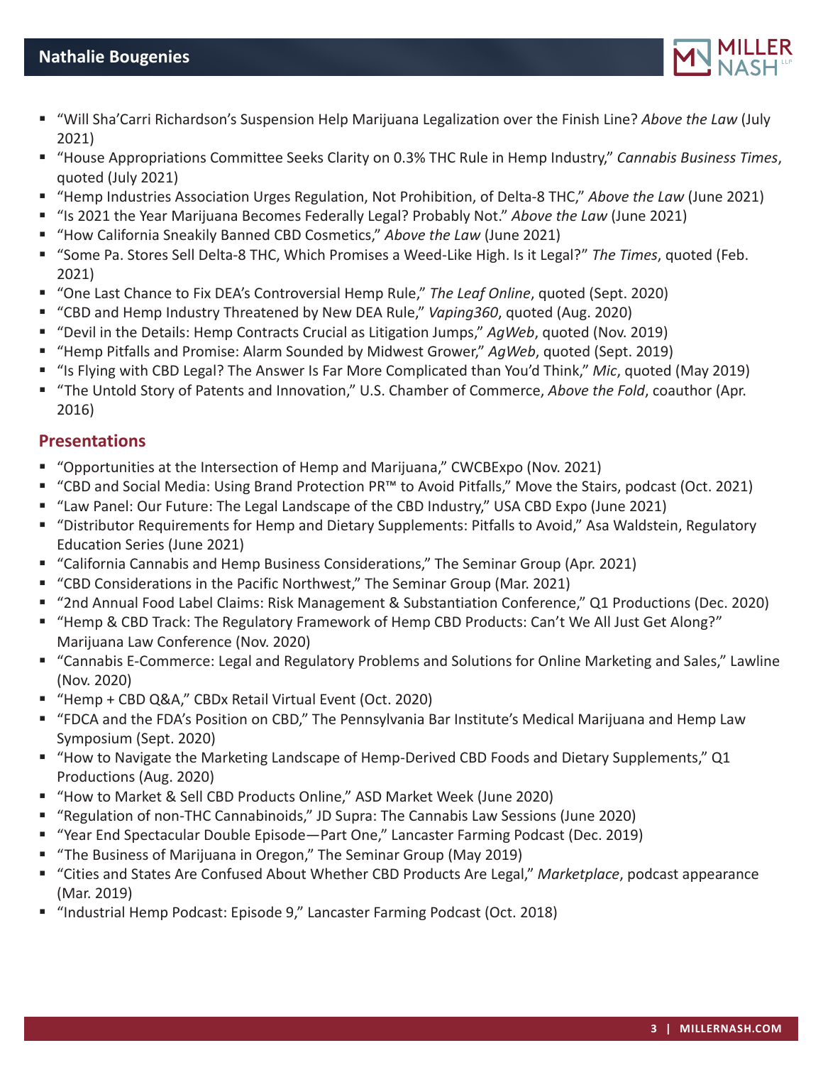- "Will Sha'Carri Richardson's Suspension Help Marijuana Legalization over the Finish Line? *Above the Law* (July 2021)
- "House Appropriations Committee Seeks Clarity on 0.3% THC Rule in Hemp Industry," *Cannabis Business Times*, quoted (July 2021)
- "Hemp Industries Association Urges Regulation, Not Prohibition, of Delta-8 THC," *Above the Law* (June 2021)
- "Is 2021 the Year Marijuana Becomes Federally Legal? Probably Not." *Above the Law* (June 2021)
- "How California Sneakily Banned CBD Cosmetics," *Above the Law* (June 2021)
- "Some Pa. Stores Sell Delta-8 THC, Which Promises a Weed-Like High. Is it Legal?" *The Times*, quoted (Feb. 2021)
- "One Last Chance to Fix DEA's Controversial Hemp Rule," *The Leaf Online*, quoted (Sept. 2020)
- "CBD and Hemp Industry Threatened by New DEA Rule," *Vaping360*, quoted (Aug. 2020)
- "Devil in the Details: Hemp Contracts Crucial as Litigation Jumps," *AgWeb*, quoted (Nov. 2019)
- "Hemp Pitfalls and Promise: Alarm Sounded by Midwest Grower," *AgWeb*, quoted (Sept. 2019)
- "Is Flying with CBD Legal? The Answer Is Far More Complicated than You'd Think," *Mic*, quoted (May 2019)
- "The Untold Story of Patents and Innovation," U.S. Chamber of Commerce, *Above the Fold*, coauthor (Apr. 2016)

## Presentations

- "Opportunities at the Intersection of Hemp and Marijuana," CWCBExpo (Nov. 2021)
- "CBD and Social Media: Using Brand Protection PR™ to Avoid Pitfalls," Move the Stairs, podcast (Oct. 2021)
- "Law Panel: Our Future: The Legal Landscape of the CBD Industry," USA CBD Expo (June 2021)
- "Distributor Requirements for Hemp and Dietary Supplements: Pitfalls to Avoid," Asa Waldstein, Regulatory Education Series (June 2021)
- "California Cannabis and Hemp Business Considerations," The Seminar Group (Apr. 2021)
- "CBD Considerations in the Pacific Northwest," The Seminar Group (Mar. 2021)
- "2nd Annual Food Label Claims: Risk Management & Substantiation Conference," Q1 Productions (Dec. 2020)
- "Hemp & CBD Track: The Regulatory Framework of Hemp CBD Products: Can't We All Just Get Along?" Marijuana Law Conference (Nov. 2020)
- "Cannabis E-Commerce: Legal and Regulatory Problems and Solutions for Online Marketing and Sales," Lawline (Nov. 2020)
- "Hemp + CBD Q&A," CBDx Retail Virtual Event (Oct. 2020)
- "FDCA and the FDA's Position on CBD," The Pennsylvania Bar Institute's Medical Marijuana and Hemp Law Symposium (Sept. 2020)
- "How to Navigate the Marketing Landscape of Hemp-Derived CBD Foods and Dietary Supplements," Q1 Productions (Aug. 2020)
- "How to Market & Sell CBD Products Online," ASD Market Week (June 2020)
- "Regulation of non-THC Cannabinoids," JD Supra: The Cannabis Law Sessions (June 2020)
- "Year End Spectacular Double Episode—Part One," Lancaster Farming Podcast (Dec. 2019)
- "The Business of Marijuana in Oregon," The Seminar Group (May 2019)
- "Cities and States Are Confused About Whether CBD Products Are Legal," *Marketplace*, podcast appearance (Mar. 2019)
- "Industrial Hemp Podcast: Episode 9," Lancaster Farming Podcast (Oct. 2018)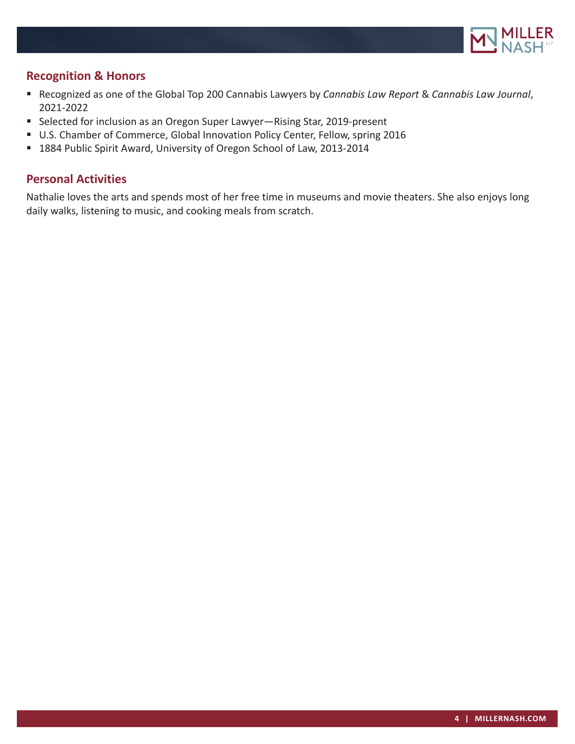## Recognition & Honors

- Recognized as one of the Global Top 200 Cannabis Lawyers by *Cannabis Law Report* & *Cannabis Law Journal*, 2021-2022
- Selected for inclusion as an Oregon Super Lawyer—Rising Star, 2019-present
- U.S. Chamber of Commerce, Global Innovation Policy Center, Fellow, spring 2016
- 1884 Public Spirit Award, University of Oregon School of Law, 2013-2014

## Personal Activities

Nathalie loves the arts and spends most of her free time in museums and movie theaters. She also enjoys long daily walks, listening to music, and cooking meals from scratch.